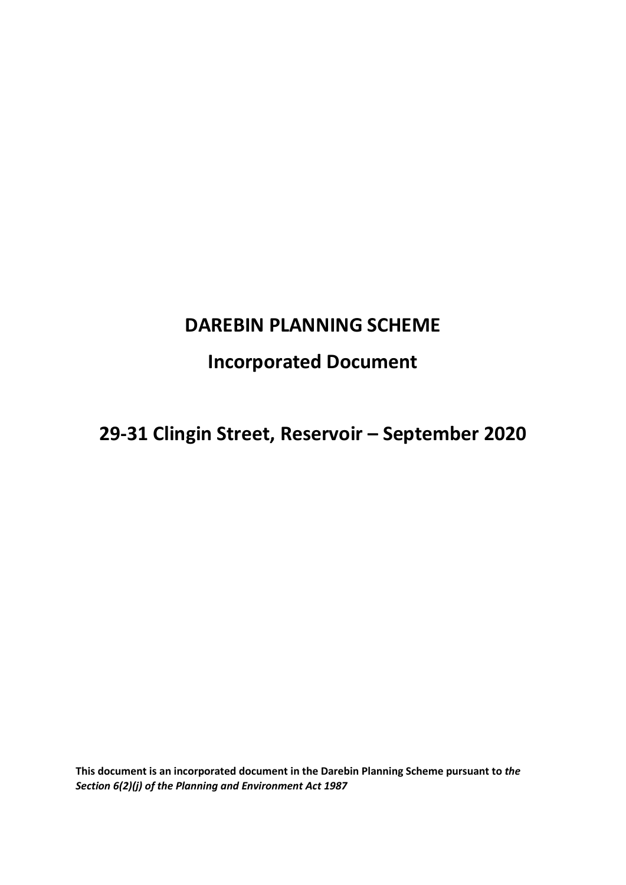# DAREBIN PLANNING SCHEME

## Incorporated Document

## 29-31 Clingin Street, Reservoir – September 2020

**This document is an incorporated document in the Darebin Planning Scheme pursuant to *the Section 6(2)(j) of the Planning and Environment Act 1987***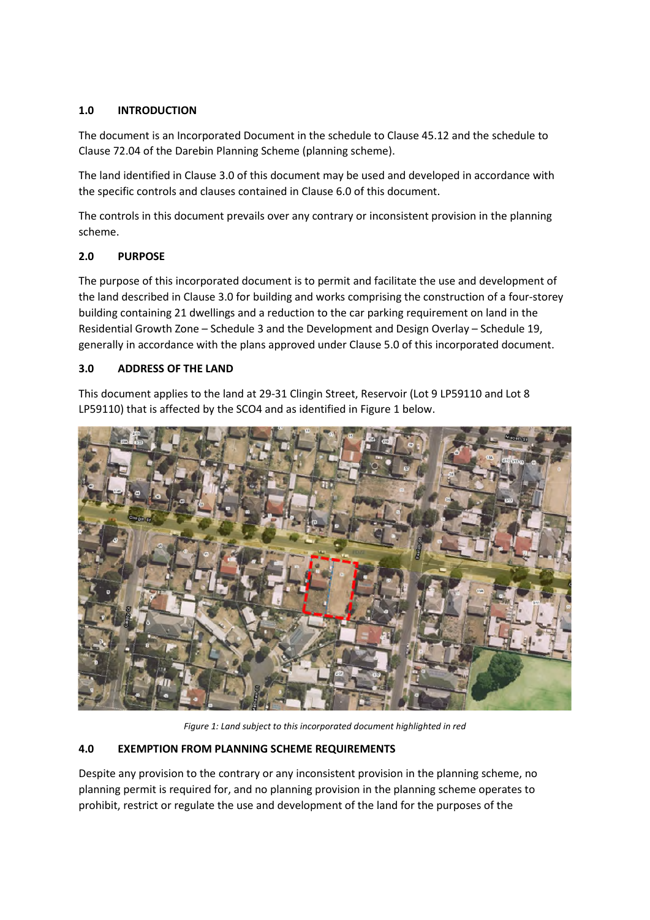## 1.0 INTRODUCTION

The document is an Incorporated Document in the schedule to Clause 45.12 and the schedule to Clause 72.04 of the Darebin Planning Scheme (planning scheme).

The land identified in Clause 3.0 of this document may be used and developed in accordance with the specific controls and clauses contained in Clause 6.0 of this document.

The controls in this document prevails over any contrary or inconsistent provision in the planning scheme.

## 2.0 PURPOSE

The purpose of this incorporated document is to permit and facilitate the use and development of the land described in Clause 3.0 for building and works comprising the construction of a four-storey building containing 21 dwellings and a reduction to the car parking requirement on land in the Residential Growth Zone – Schedule 3 and the Development and Design Overlay – Schedule 19, generally in accordance with the plans approved under Clause 5.0 of this incorporated document.

## 3.0 ADDRESS OF THE LAND

This document applies to the land at 29-31 Clingin Street, Reservoir (Lot 9 LP59110 and Lot 8 LP59110) that is affected by the SCO4 and as identified in Figure 1 below.

*Figure 1: Land subject to this incorporated document highlighted in red*

## 4.0 EXEMPTION FROM PLANNING SCHEME REQUIREMENTS

Despite any provision to the contrary or any inconsistent provision in the planning scheme, no planning permit is required for, and no planning provision in the planning scheme operates to prohibit, restrict or regulate the use and development of the land for the purposes of the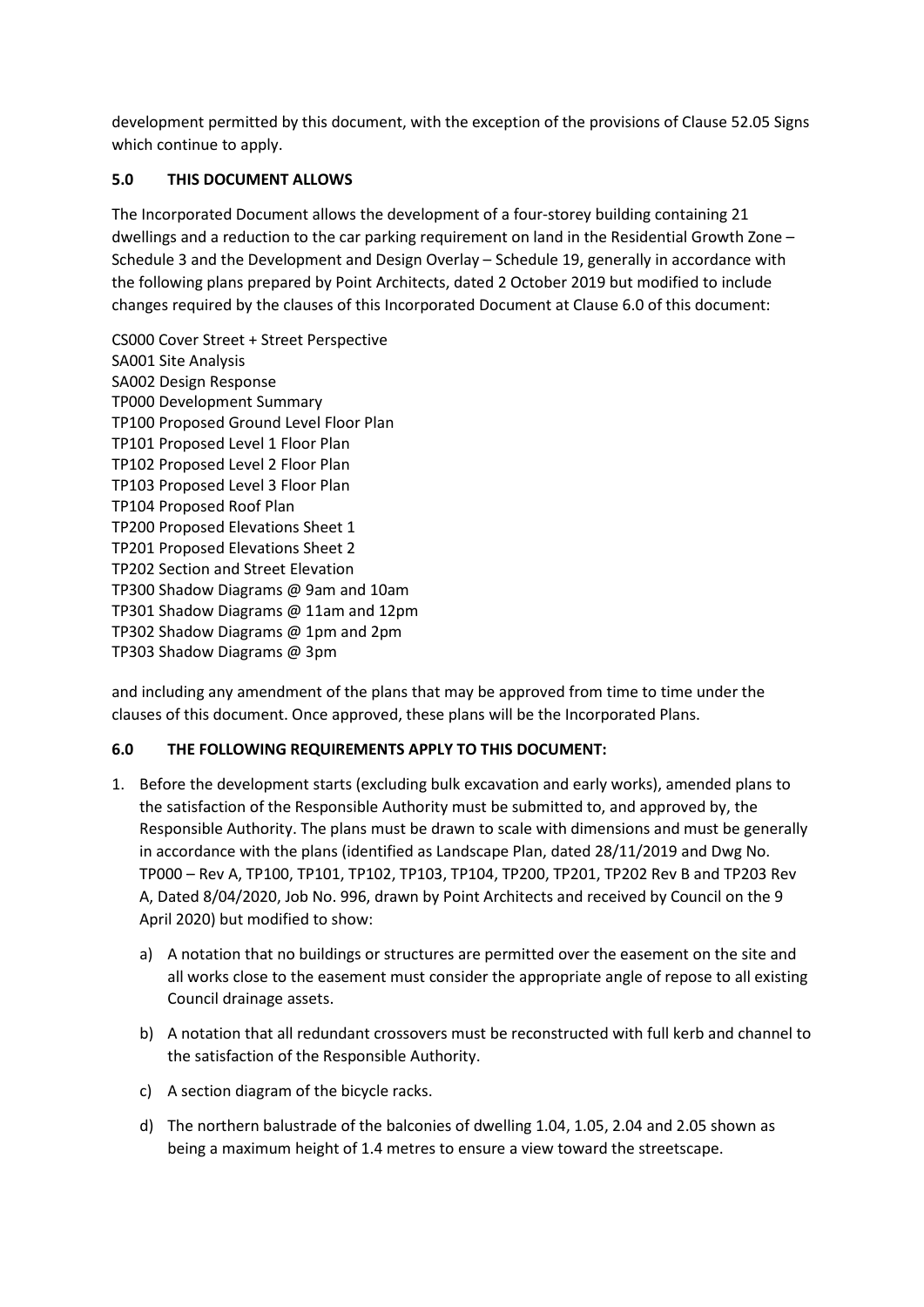development permitted by this document, with the exception of the provisions of Clause 52.05 Signs which continue to apply.

## 5.0 THIS DOCUMENT ALLOWS

The Incorporated Document allows the development of a four-storey building containing 21 dwellings and a reduction to the car parking requirement on land in the Residential Growth Zone – Schedule 3 and the Development and Design Overlay – Schedule 19, generally in accordance with the following plans prepared by Point Architects, dated 2 October 2019 but modified to include changes required by the clauses of this Incorporated Document at Clause 6.0 of this document:

CS000 Cover Street + Street Perspective
SA001 Site Analysis
SA002 Design Response
TP000 Development Summary
TP100 Proposed Ground Level Floor Plan
TP101 Proposed Level 1 Floor Plan
TP102 Proposed Level 2 Floor Plan
TP103 Proposed Level 3 Floor Plan
TP104 Proposed Roof Plan
TP200 Proposed Elevations Sheet 1
TP201 Proposed Elevations Sheet 2
TP202 Section and Street Elevation
TP300 Shadow Diagrams @ 9am and 10am
TP301 Shadow Diagrams @ 11am and 12pm
TP302 Shadow Diagrams @ 1pm and 2pm
TP303 Shadow Diagrams @ 3pm

and including any amendment of the plans that may be approved from time to time under the clauses of this document. Once approved, these plans will be the Incorporated Plans.

## 6.0 THE FOLLOWING REQUIREMENTS APPLY TO THIS DOCUMENT:

1. Before the development starts (excluding bulk excavation and early works), amended plans to the satisfaction of the Responsible Authority must be submitted to, and approved by, the Responsible Authority. The plans must be drawn to scale with dimensions and must be generally in accordance with the plans (identified as Landscape Plan, dated 28/11/2019 and Dwg No. TP000 – Rev A, TP100, TP101, TP102, TP103, TP104, TP200, TP201, TP202 Rev B and TP203 Rev A, Dated 8/04/2020, Job No. 996, drawn by Point Architects and received by Council on the 9 April 2020) but modified to show:

   a) A notation that no buildings or structures are permitted over the easement on the site and all works close to the easement must consider the appropriate angle of repose to all existing Council drainage assets.

   b) A notation that all redundant crossovers must be reconstructed with full kerb and channel to the satisfaction of the Responsible Authority.

   c) A section diagram of the bicycle racks.

   d) The northern balustrade of the balconies of dwelling 1.04, 1.05, 2.04 and 2.05 shown as being a maximum height of 1.4 metres to ensure a view toward the streetscape.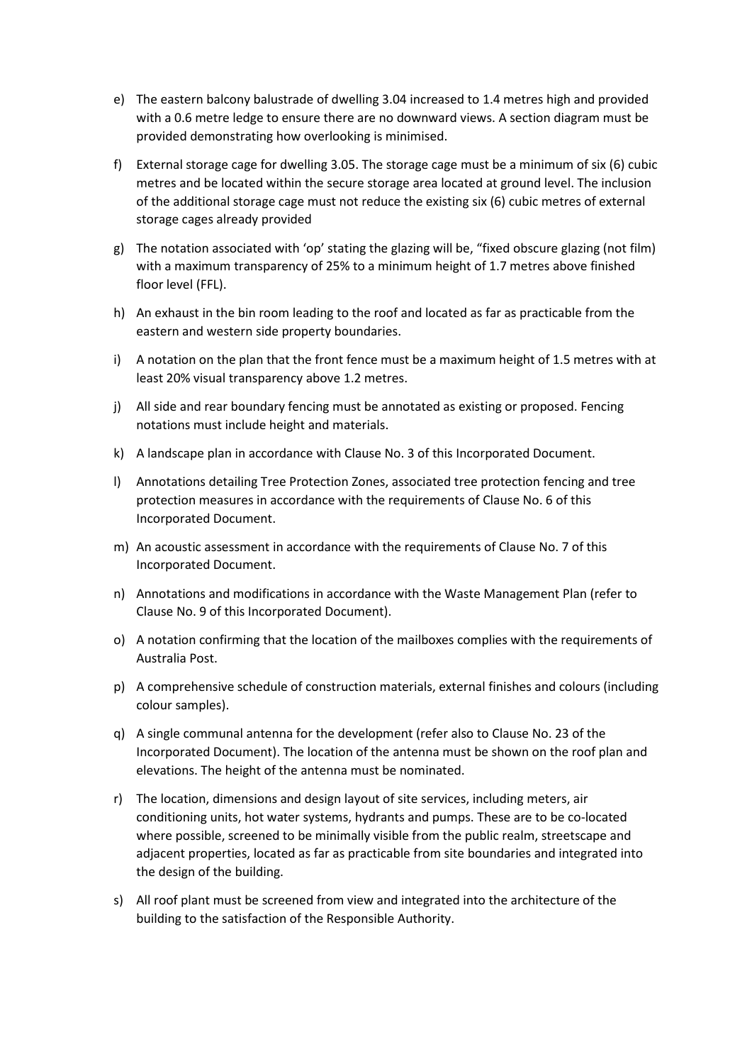e) The eastern balcony balustrade of dwelling 3.04 increased to 1.4 metres high and provided with a 0.6 metre ledge to ensure there are no downward views. A section diagram must be provided demonstrating how overlooking is minimised.

f) External storage cage for dwelling 3.05. The storage cage must be a minimum of six (6) cubic metres and be located within the secure storage area located at ground level. The inclusion of the additional storage cage must not reduce the existing six (6) cubic metres of external storage cages already provided

g) The notation associated with 'op' stating the glazing will be, "fixed obscure glazing (not film) with a maximum transparency of 25% to a minimum height of 1.7 metres above finished floor level (FFL).

h) An exhaust in the bin room leading to the roof and located as far as practicable from the eastern and western side property boundaries.

i) A notation on the plan that the front fence must be a maximum height of 1.5 metres with at least 20% visual transparency above 1.2 metres.

j) All side and rear boundary fencing must be annotated as existing or proposed. Fencing notations must include height and materials.

k) A landscape plan in accordance with Clause No. 3 of this Incorporated Document.

l) Annotations detailing Tree Protection Zones, associated tree protection fencing and tree protection measures in accordance with the requirements of Clause No. 6 of this Incorporated Document.

m) An acoustic assessment in accordance with the requirements of Clause No. 7 of this Incorporated Document.

n) Annotations and modifications in accordance with the Waste Management Plan (refer to Clause No. 9 of this Incorporated Document).

o) A notation confirming that the location of the mailboxes complies with the requirements of Australia Post.

p) A comprehensive schedule of construction materials, external finishes and colours (including colour samples).

q) A single communal antenna for the development (refer also to Clause No. 23 of the Incorporated Document). The location of the antenna must be shown on the roof plan and elevations. The height of the antenna must be nominated.

r) The location, dimensions and design layout of site services, including meters, air conditioning units, hot water systems, hydrants and pumps. These are to be co-located where possible, screened to be minimally visible from the public realm, streetscape and adjacent properties, located as far as practicable from site boundaries and integrated into the design of the building.

s) All roof plant must be screened from view and integrated into the architecture of the building to the satisfaction of the Responsible Authority.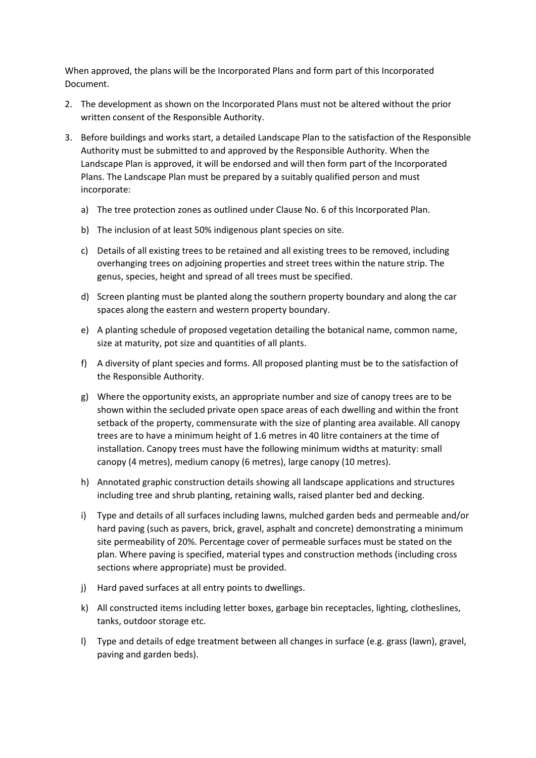When approved, the plans will be the Incorporated Plans and form part of this Incorporated Document.

2. The development as shown on the Incorporated Plans must not be altered without the prior written consent of the Responsible Authority.

3. Before buildings and works start, a detailed Landscape Plan to the satisfaction of the Responsible Authority must be submitted to and approved by the Responsible Authority. When the Landscape Plan is approved, it will be endorsed and will then form part of the Incorporated Plans. The Landscape Plan must be prepared by a suitably qualified person and must incorporate:

   a) The tree protection zones as outlined under Clause No. 6 of this Incorporated Plan.

   b) The inclusion of at least 50% indigenous plant species on site.

   c) Details of all existing trees to be retained and all existing trees to be removed, including overhanging trees on adjoining properties and street trees within the nature strip. The genus, species, height and spread of all trees must be specified.

   d) Screen planting must be planted along the southern property boundary and along the car spaces along the eastern and western property boundary.

   e) A planting schedule of proposed vegetation detailing the botanical name, common name, size at maturity, pot size and quantities of all plants.

   f) A diversity of plant species and forms. All proposed planting must be to the satisfaction of the Responsible Authority.

   g) Where the opportunity exists, an appropriate number and size of canopy trees are to be shown within the secluded private open space areas of each dwelling and within the front setback of the property, commensurate with the size of planting area available. All canopy trees are to have a minimum height of 1.6 metres in 40 litre containers at the time of installation. Canopy trees must have the following minimum widths at maturity: small canopy (4 metres), medium canopy (6 metres), large canopy (10 metres).

   h) Annotated graphic construction details showing all landscape applications and structures including tree and shrub planting, retaining walls, raised planter bed and decking.

   i) Type and details of all surfaces including lawns, mulched garden beds and permeable and/or hard paving (such as pavers, brick, gravel, asphalt and concrete) demonstrating a minimum site permeability of 20%. Percentage cover of permeable surfaces must be stated on the plan. Where paving is specified, material types and construction methods (including cross sections where appropriate) must be provided.

   j) Hard paved surfaces at all entry points to dwellings.

   k) All constructed items including letter boxes, garbage bin receptacles, lighting, clotheslines, tanks, outdoor storage etc.

   l) Type and details of edge treatment between all changes in surface (e.g. grass (lawn), gravel, paving and garden beds).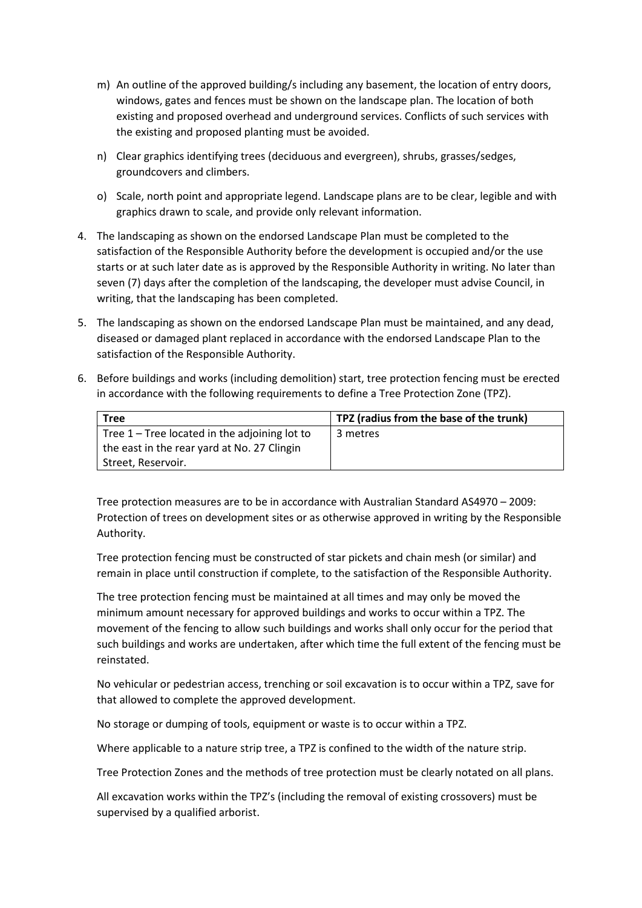m) An outline of the approved building/s including any basement, the location of entry doors, windows, gates and fences must be shown on the landscape plan. The location of both existing and proposed overhead and underground services. Conflicts of such services with the existing and proposed planting must be avoided.

n) Clear graphics identifying trees (deciduous and evergreen), shrubs, grasses/sedges, groundcovers and climbers.

o) Scale, north point and appropriate legend. Landscape plans are to be clear, legible and with graphics drawn to scale, and provide only relevant information.

4. The landscaping as shown on the endorsed Landscape Plan must be completed to the satisfaction of the Responsible Authority before the development is occupied and/or the use starts or at such later date as is approved by the Responsible Authority in writing. No later than seven (7) days after the completion of the landscaping, the developer must advise Council, in writing, that the landscaping has been completed.

5. The landscaping as shown on the endorsed Landscape Plan must be maintained, and any dead, diseased or damaged plant replaced in accordance with the endorsed Landscape Plan to the satisfaction of the Responsible Authority.

6. Before buildings and works (including demolition) start, tree protection fencing must be erected in accordance with the following requirements to define a Tree Protection Zone (TPZ).

| Tree | TPZ (radius from the base of the trunk) |
|---|---|
| Tree 1 – Tree located in the adjoining lot to the east in the rear yard at No. 27 Clingin Street, Reservoir. | 3 metres |

Tree protection measures are to be in accordance with Australian Standard AS4970 – 2009: Protection of trees on development sites or as otherwise approved in writing by the Responsible Authority.

Tree protection fencing must be constructed of star pickets and chain mesh (or similar) and remain in place until construction if complete, to the satisfaction of the Responsible Authority.

The tree protection fencing must be maintained at all times and may only be moved the minimum amount necessary for approved buildings and works to occur within a TPZ. The movement of the fencing to allow such buildings and works shall only occur for the period that such buildings and works are undertaken, after which time the full extent of the fencing must be reinstated.

No vehicular or pedestrian access, trenching or soil excavation is to occur within a TPZ, save for that allowed to complete the approved development.

No storage or dumping of tools, equipment or waste is to occur within a TPZ.

Where applicable to a nature strip tree, a TPZ is confined to the width of the nature strip.

Tree Protection Zones and the methods of tree protection must be clearly notated on all plans.

All excavation works within the TPZ's (including the removal of existing crossovers) must be supervised by a qualified arborist.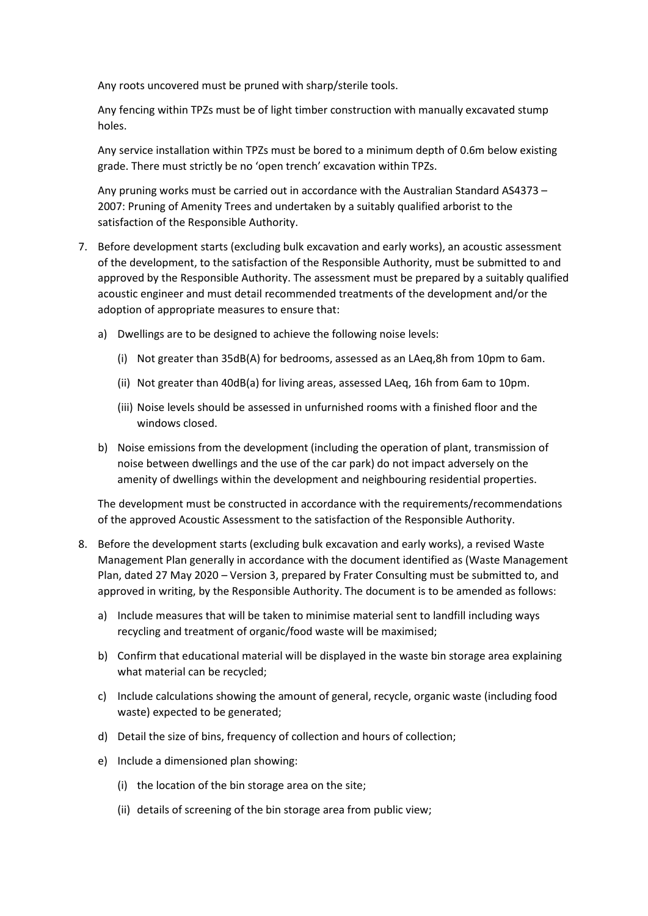Any roots uncovered must be pruned with sharp/sterile tools.

Any fencing within TPZs must be of light timber construction with manually excavated stump holes.

Any service installation within TPZs must be bored to a minimum depth of 0.6m below existing grade. There must strictly be no 'open trench' excavation within TPZs.

Any pruning works must be carried out in accordance with the Australian Standard AS4373 – 2007: Pruning of Amenity Trees and undertaken by a suitably qualified arborist to the satisfaction of the Responsible Authority.

7. Before development starts (excluding bulk excavation and early works), an acoustic assessment of the development, to the satisfaction of the Responsible Authority, must be submitted to and approved by the Responsible Authority. The assessment must be prepared by a suitably qualified acoustic engineer and must detail recommended treatments of the development and/or the adoption of appropriate measures to ensure that:

   a) Dwellings are to be designed to achieve the following noise levels:

      (i) Not greater than 35dB(A) for bedrooms, assessed as an LAeq,8h from 10pm to 6am.

      (ii) Not greater than 40dB(a) for living areas, assessed LAeq, 16h from 6am to 10pm.

      (iii) Noise levels should be assessed in unfurnished rooms with a finished floor and the windows closed.

   b) Noise emissions from the development (including the operation of plant, transmission of noise between dwellings and the use of the car park) do not impact adversely on the amenity of dwellings within the development and neighbouring residential properties.

   The development must be constructed in accordance with the requirements/recommendations of the approved Acoustic Assessment to the satisfaction of the Responsible Authority.

8. Before the development starts (excluding bulk excavation and early works), a revised Waste Management Plan generally in accordance with the document identified as (Waste Management Plan, dated 27 May 2020 – Version 3, prepared by Frater Consulting must be submitted to, and approved in writing, by the Responsible Authority. The document is to be amended as follows:

   a) Include measures that will be taken to minimise material sent to landfill including ways recycling and treatment of organic/food waste will be maximised;

   b) Confirm that educational material will be displayed in the waste bin storage area explaining what material can be recycled;

   c) Include calculations showing the amount of general, recycle, organic waste (including food waste) expected to be generated;

   d) Detail the size of bins, frequency of collection and hours of collection;

   e) Include a dimensioned plan showing:

      (i) the location of the bin storage area on the site;

      (ii) details of screening of the bin storage area from public view;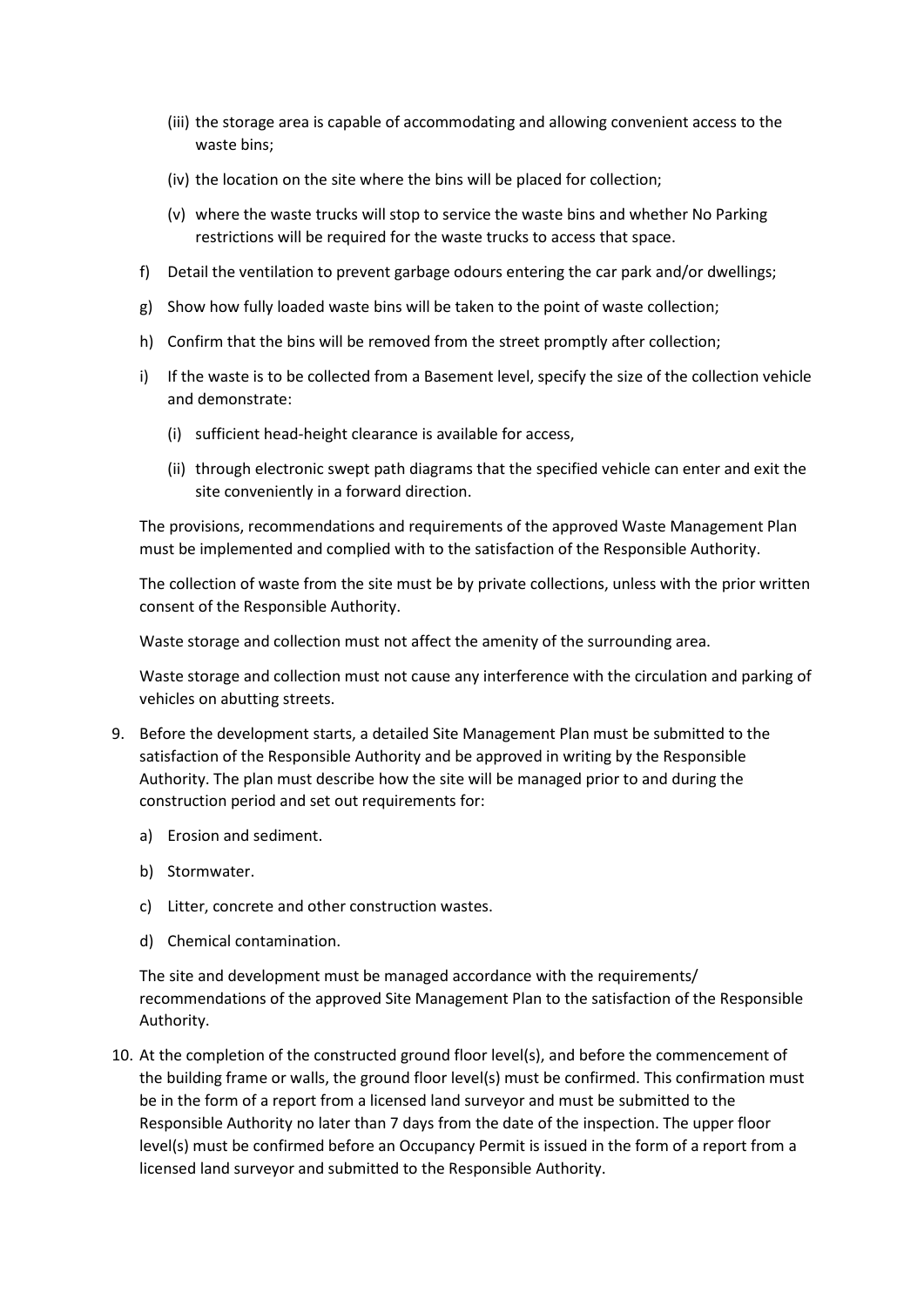(iii) the storage area is capable of accommodating and allowing convenient access to the waste bins;

   (iv) the location on the site where the bins will be placed for collection;

   (v) where the waste trucks will stop to service the waste bins and whether No Parking restrictions will be required for the waste trucks to access that space.

f) Detail the ventilation to prevent garbage odours entering the car park and/or dwellings;

g) Show how fully loaded waste bins will be taken to the point of waste collection;

h) Confirm that the bins will be removed from the street promptly after collection;

i) If the waste is to be collected from a Basement level, specify the size of the collection vehicle and demonstrate:

   (i) sufficient head-height clearance is available for access,

   (ii) through electronic swept path diagrams that the specified vehicle can enter and exit the site conveniently in a forward direction.

The provisions, recommendations and requirements of the approved Waste Management Plan must be implemented and complied with to the satisfaction of the Responsible Authority.

The collection of waste from the site must be by private collections, unless with the prior written consent of the Responsible Authority.

Waste storage and collection must not affect the amenity of the surrounding area.

Waste storage and collection must not cause any interference with the circulation and parking of vehicles on abutting streets.

9. Before the development starts, a detailed Site Management Plan must be submitted to the satisfaction of the Responsible Authority and be approved in writing by the Responsible Authority. The plan must describe how the site will be managed prior to and during the construction period and set out requirements for:

   a) Erosion and sediment.

   b) Stormwater.

   c) Litter, concrete and other construction wastes.

   d) Chemical contamination.

   The site and development must be managed accordance with the requirements/ recommendations of the approved Site Management Plan to the satisfaction of the Responsible Authority.

10. At the completion of the constructed ground floor level(s), and before the commencement of the building frame or walls, the ground floor level(s) must be confirmed. This confirmation must be in the form of a report from a licensed land surveyor and must be submitted to the Responsible Authority no later than 7 days from the date of the inspection. The upper floor level(s) must be confirmed before an Occupancy Permit is issued in the form of a report from a licensed land surveyor and submitted to the Responsible Authority.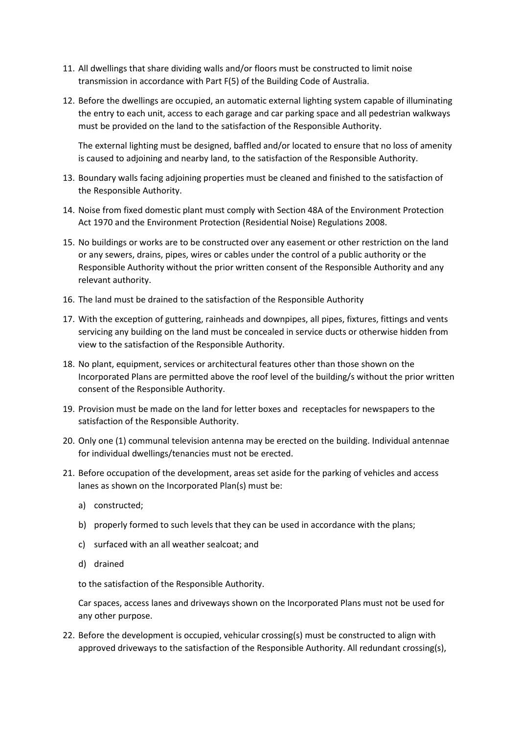11. All dwellings that share dividing walls and/or floors must be constructed to limit noise transmission in accordance with Part F(5) of the Building Code of Australia.

12. Before the dwellings are occupied, an automatic external lighting system capable of illuminating the entry to each unit, access to each garage and car parking space and all pedestrian walkways must be provided on the land to the satisfaction of the Responsible Authority.

    The external lighting must be designed, baffled and/or located to ensure that no loss of amenity is caused to adjoining and nearby land, to the satisfaction of the Responsible Authority.

13. Boundary walls facing adjoining properties must be cleaned and finished to the satisfaction of the Responsible Authority.

14. Noise from fixed domestic plant must comply with Section 48A of the Environment Protection Act 1970 and the Environment Protection (Residential Noise) Regulations 2008.

15. No buildings or works are to be constructed over any easement or other restriction on the land or any sewers, drains, pipes, wires or cables under the control of a public authority or the Responsible Authority without the prior written consent of the Responsible Authority and any relevant authority.

16. The land must be drained to the satisfaction of the Responsible Authority

17. With the exception of guttering, rainheads and downpipes, all pipes, fixtures, fittings and vents servicing any building on the land must be concealed in service ducts or otherwise hidden from view to the satisfaction of the Responsible Authority.

18. No plant, equipment, services or architectural features other than those shown on the Incorporated Plans are permitted above the roof level of the building/s without the prior written consent of the Responsible Authority.

19. Provision must be made on the land for letter boxes and receptacles for newspapers to the satisfaction of the Responsible Authority.

20. Only one (1) communal television antenna may be erected on the building. Individual antennae for individual dwellings/tenancies must not be erected.

21. Before occupation of the development, areas set aside for the parking of vehicles and access lanes as shown on the Incorporated Plan(s) must be:

    a) constructed;

    b) properly formed to such levels that they can be used in accordance with the plans;

    c) surfaced with an all weather sealcoat; and

    d) drained

    to the satisfaction of the Responsible Authority.

    Car spaces, access lanes and driveways shown on the Incorporated Plans must not be used for any other purpose.

22. Before the development is occupied, vehicular crossing(s) must be constructed to align with approved driveways to the satisfaction of the Responsible Authority. All redundant crossing(s),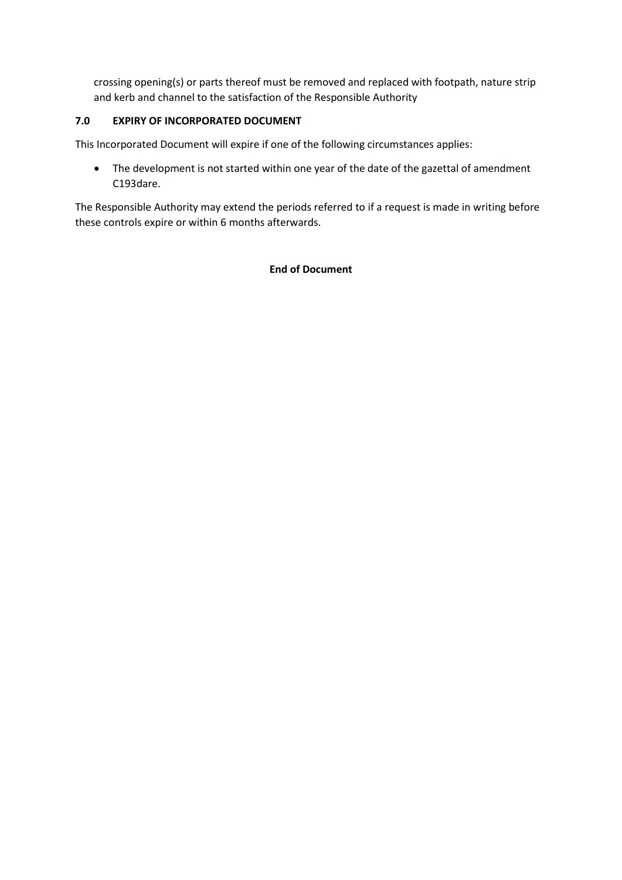crossing opening(s) or parts thereof must be removed and replaced with footpath, nature strip and kerb and channel to the satisfaction of the Responsible Authority

## 7.0 EXPIRY OF INCORPORATED DOCUMENT

This Incorporated Document will expire if one of the following circumstances applies:

- The development is not started within one year of the date of the gazettal of amendment C193dare.

The Responsible Authority may extend the periods referred to if a request is made in writing before these controls expire or within 6 months afterwards.

**End of Document**